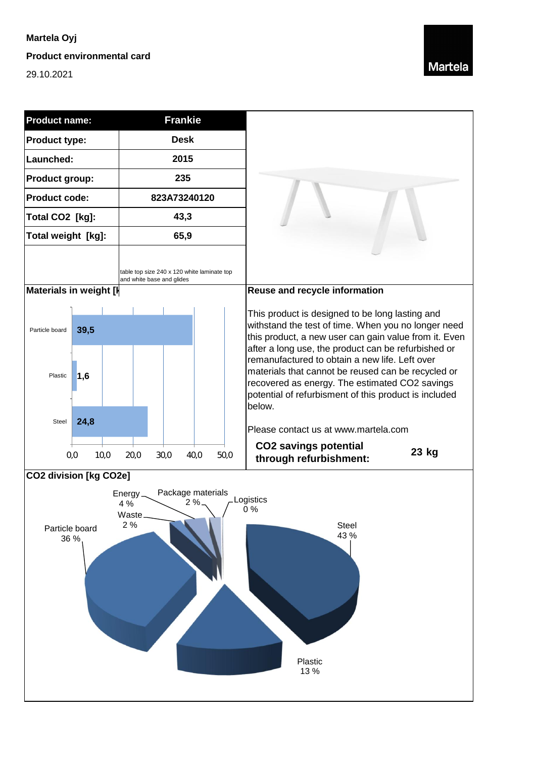**Martela Oyj**

**Product environmental card**

29.10.2021

Martela

| Product name: | Frankie |
|---|---|
| Product type: | Desk |
| Launched: | 2015 |
| Product group: | 235 |
| Product code: | 823A73240120 |
| Total CO2 [kg]: | 43,3 |
| Total weight [kg]: | 65,9 |
| | table top size 240 x 120 white laminate top and white base and glides |

**Materials in weight [k**

| Material | Weight |
|---|---|
| Particle board | 39,5 |
| Plastic | 1,6 |
| Steel | 24,8 |

**Reuse and recycle information**

This product is designed to be long lasting and withstand the test of time. When you no longer need this product, a new user can gain value from it. Even after a long use, the product can be refurbished or remanufactured to obtain a new life. Left over materials that cannot be reused can be recycled or recovered as energy. The estimated CO2 savings potential of refurbisment of this product is included below.

Please contact us at www.martela.com

**CO2 savings potential through refurbishment:** **23 kg**

**CO2 division [kg CO2e]**

| Category | Share |
|---|---|
| Energy | 4 % |
| Package materials | 2 % |
| Logistics | 0 % |
| Waste | 2 % |
| Particle board | 36 % |
| Steel | 43 % |
| Plastic | 13 % |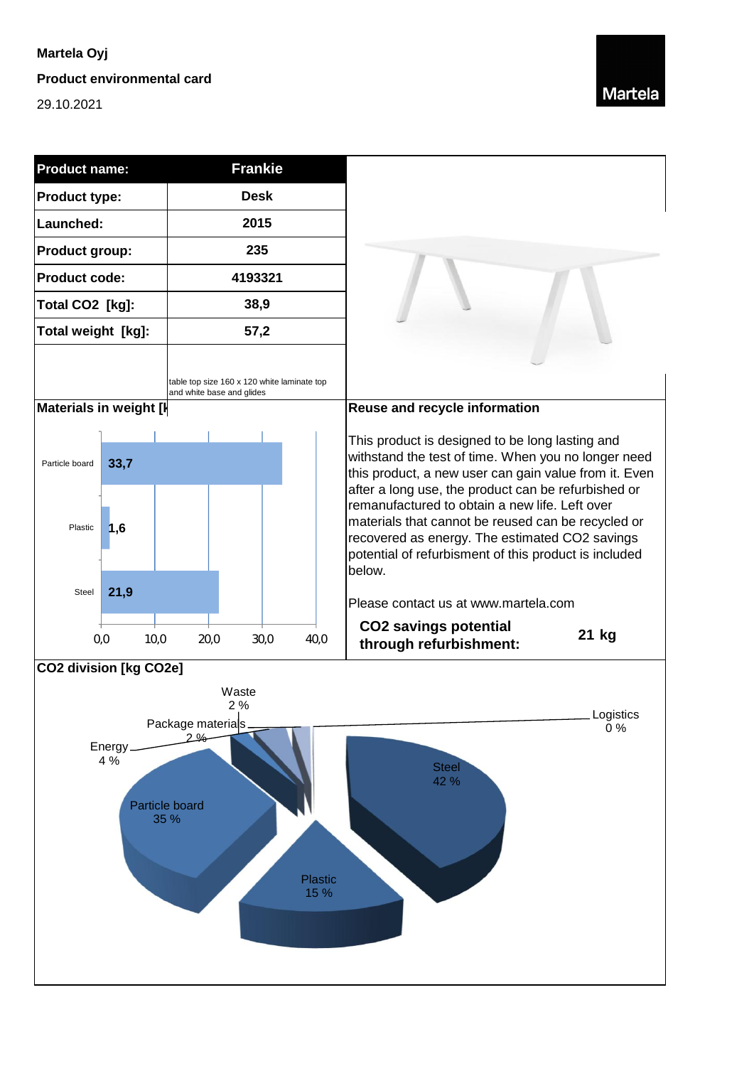**Martela Oyj**

**Product environmental card**

29.10.2021

Martela

| | |
|---|---|
| **Product name:** | **Frankie** |
| **Product type:** | **Desk** |
| **Launched:** | **2015** |
| **Product group:** | **235** |
| **Product code:** | **4193321** |
| **Total CO2 [kg]:** | **38,9** |
| **Total weight [kg]:** | **57,2** |
| | table top size 160 x 120 white laminate top and white base and glides |

**Materials in weight [k**

Particle board 33,7
Plastic 1,6
Steel 21,9

0,0 10,0 20,0 30,0 40,0

**Reuse and recycle information**

This product is designed to be long lasting and withstand the test of time. When you no longer need this product, a new user can gain value from it. Even after a long use, the product can be refurbished or remanufactured to obtain a new life. Left over materials that cannot be reused can be recycled or recovered as energy. The estimated CO2 savings potential of refurbisment of this product is included below.

Please contact us at www.martela.com

**CO2 savings potential through refurbishment:** **21 kg**

**CO2 division [kg CO2e]**

Waste 2 %
Package materials 2 %
Logistics 0 %
Energy 4 %
Steel 42 %
Particle board 35 %
Plastic 15 %